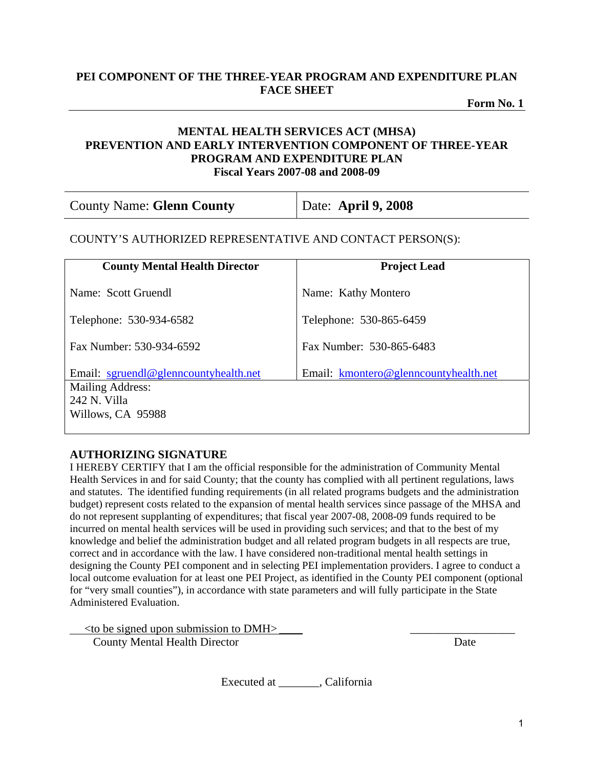# PEI COMPONENT OF THE THREE-YEAR PROGRAM AND EXPENDITURE PLAN FACE SHEET

**Form No. 1**

## MENTAL HEALTH SERVICES ACT (MHSA) PREVENTION AND EARLY INTERVENTION COMPONENT OF THREE-YEAR PROGRAM AND EXPENDITURE PLAN
### Fiscal Years 2007-08 and 2008-09

| County Name: **Glenn County** | Date: **April 9, 2008** |
|---|---|

COUNTY'S AUTHORIZED REPRESENTATIVE AND CONTACT PERSON(S):

| **County Mental Health Director** | **Project Lead** |
|---|---|
| Name: Scott Gruendl | Name: Kathy Montero |
| Telephone: 530-934-6582 | Telephone: 530-865-6459 |
| Fax Number: 530-934-6592 | Fax Number: 530-865-6483 |
| Email: sgruendl@glenncountyhealth.net | Email: kmontero@glenncountyhealth.net |
| Mailing Address:<br>242 N. Villa<br>Willows, CA 95988 | |

**AUTHORIZING SIGNATURE**

I HEREBY CERTIFY that I am the official responsible for the administration of Community Mental Health Services in and for said County; that the county has complied with all pertinent regulations, laws and statutes. The identified funding requirements (in all related programs budgets and the administration budget) represent costs related to the expansion of mental health services since passage of the MHSA and do not represent supplanting of expenditures; that fiscal year 2007-08, 2008-09 funds required to be incurred on mental health services will be used in providing such services; and that to the best of my knowledge and belief the administration budget and all related program budgets in all respects are true, correct and in accordance with the law. I have considered non-traditional mental health settings in designing the County PEI component and in selecting PEI implementation providers. I agree to conduct a local outcome evaluation for at least one PEI Project, as identified in the County PEI component (optional for "very small counties"), in accordance with state parameters and will fully participate in the State Administered Evaluation.

<to be signed upon submission to DMH> \_\_\_\_ \_\_\_\_\_\_\_\_\_\_\_\_\_\_\_\_\_\_
County Mental Health Director Date

Executed at \_\_\_\_\_\_\_, California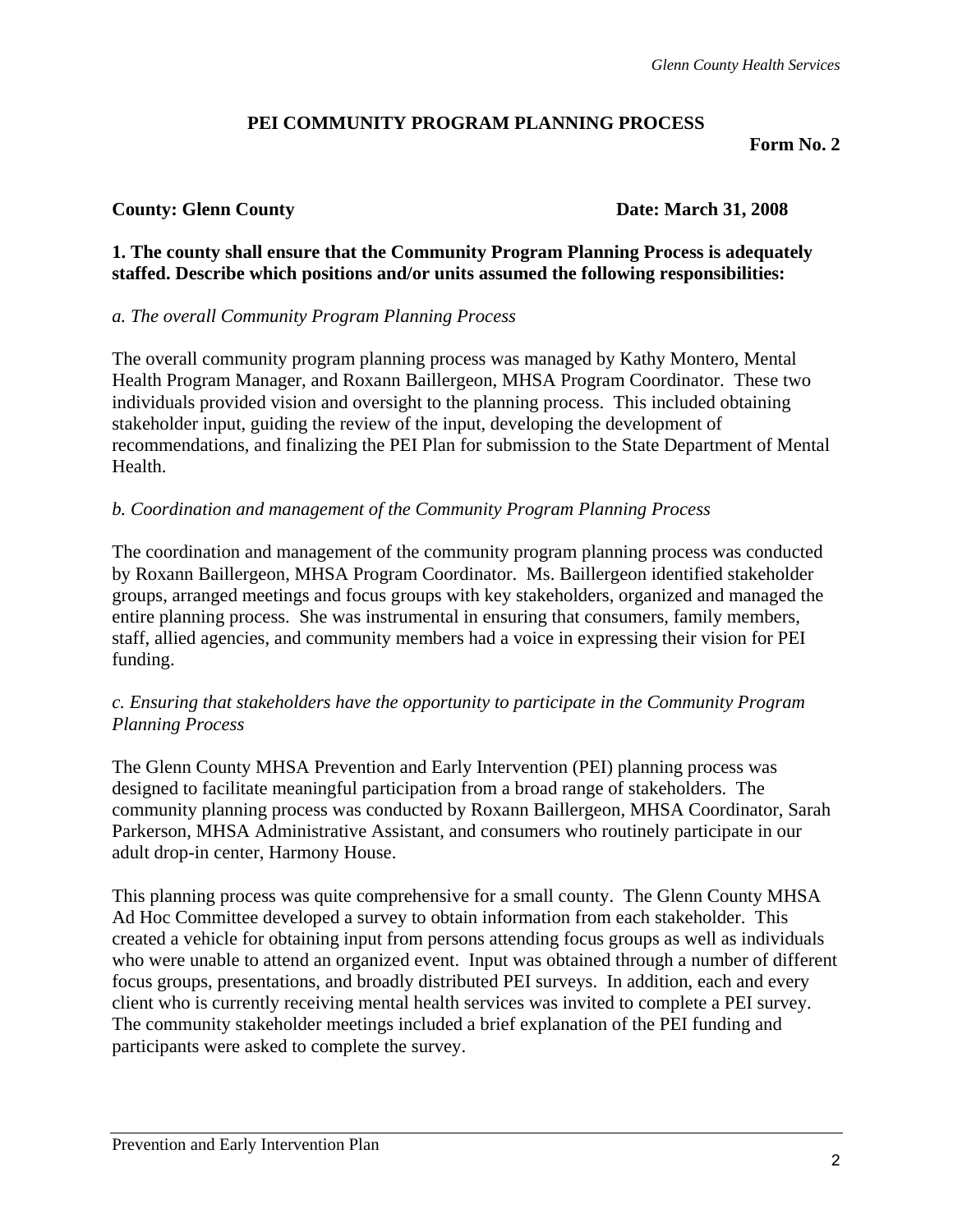## PEI COMMUNITY PROGRAM PLANNING PROCESS

**Form No. 2**

**County: Glenn County** **Date: March 31, 2008**

**1. The county shall ensure that the Community Program Planning Process is adequately staffed. Describe which positions and/or units assumed the following responsibilities:**

*a. The overall Community Program Planning Process*

The overall community program planning process was managed by Kathy Montero, Mental Health Program Manager, and Roxann Baillergeon, MHSA Program Coordinator. These two individuals provided vision and oversight to the planning process. This included obtaining stakeholder input, guiding the review of the input, developing the development of recommendations, and finalizing the PEI Plan for submission to the State Department of Mental Health.

*b. Coordination and management of the Community Program Planning Process*

The coordination and management of the community program planning process was conducted by Roxann Baillergeon, MHSA Program Coordinator. Ms. Baillergeon identified stakeholder groups, arranged meetings and focus groups with key stakeholders, organized and managed the entire planning process. She was instrumental in ensuring that consumers, family members, staff, allied agencies, and community members had a voice in expressing their vision for PEI funding.

*c. Ensuring that stakeholders have the opportunity to participate in the Community Program Planning Process*

The Glenn County MHSA Prevention and Early Intervention (PEI) planning process was designed to facilitate meaningful participation from a broad range of stakeholders. The community planning process was conducted by Roxann Baillergeon, MHSA Coordinator, Sarah Parkerson, MHSA Administrative Assistant, and consumers who routinely participate in our adult drop-in center, Harmony House.

This planning process was quite comprehensive for a small county. The Glenn County MHSA Ad Hoc Committee developed a survey to obtain information from each stakeholder. This created a vehicle for obtaining input from persons attending focus groups as well as individuals who were unable to attend an organized event. Input was obtained through a number of different focus groups, presentations, and broadly distributed PEI surveys. In addition, each and every client who is currently receiving mental health services was invited to complete a PEI survey. The community stakeholder meetings included a brief explanation of the PEI funding and participants were asked to complete the survey.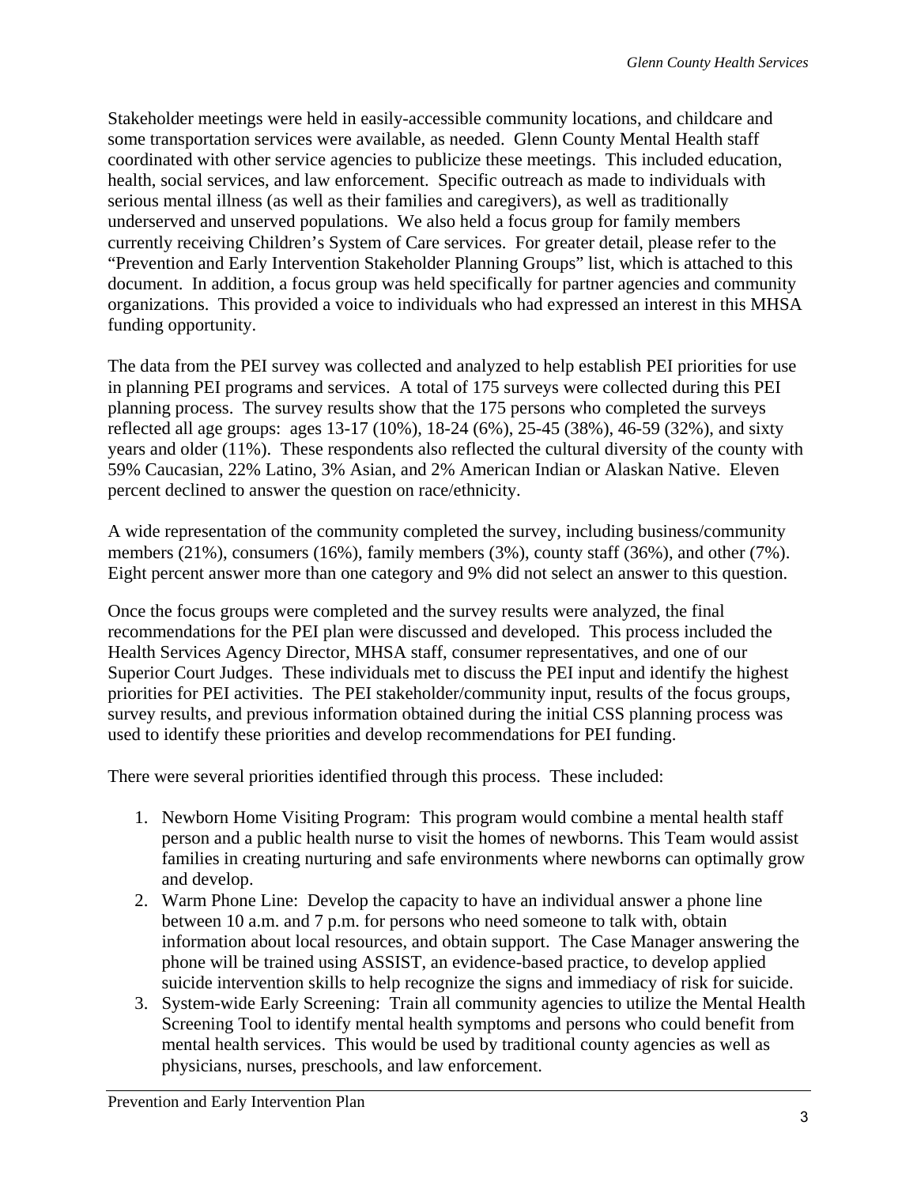Stakeholder meetings were held in easily-accessible community locations, and childcare and some transportation services were available, as needed. Glenn County Mental Health staff coordinated with other service agencies to publicize these meetings. This included education, health, social services, and law enforcement. Specific outreach as made to individuals with serious mental illness (as well as their families and caregivers), as well as traditionally underserved and unserved populations. We also held a focus group for family members currently receiving Children's System of Care services. For greater detail, please refer to the "Prevention and Early Intervention Stakeholder Planning Groups" list, which is attached to this document. In addition, a focus group was held specifically for partner agencies and community organizations. This provided a voice to individuals who had expressed an interest in this MHSA funding opportunity.

The data from the PEI survey was collected and analyzed to help establish PEI priorities for use in planning PEI programs and services. A total of 175 surveys were collected during this PEI planning process. The survey results show that the 175 persons who completed the surveys reflected all age groups: ages 13-17 (10%), 18-24 (6%), 25-45 (38%), 46-59 (32%), and sixty years and older (11%). These respondents also reflected the cultural diversity of the county with 59% Caucasian, 22% Latino, 3% Asian, and 2% American Indian or Alaskan Native. Eleven percent declined to answer the question on race/ethnicity.

A wide representation of the community completed the survey, including business/community members (21%), consumers (16%), family members (3%), county staff (36%), and other (7%). Eight percent answer more than one category and 9% did not select an answer to this question.

Once the focus groups were completed and the survey results were analyzed, the final recommendations for the PEI plan were discussed and developed. This process included the Health Services Agency Director, MHSA staff, consumer representatives, and one of our Superior Court Judges. These individuals met to discuss the PEI input and identify the highest priorities for PEI activities. The PEI stakeholder/community input, results of the focus groups, survey results, and previous information obtained during the initial CSS planning process was used to identify these priorities and develop recommendations for PEI funding.

There were several priorities identified through this process. These included:

1. Newborn Home Visiting Program: This program would combine a mental health staff person and a public health nurse to visit the homes of newborns. This Team would assist families in creating nurturing and safe environments where newborns can optimally grow and develop.
2. Warm Phone Line: Develop the capacity to have an individual answer a phone line between 10 a.m. and 7 p.m. for persons who need someone to talk with, obtain information about local resources, and obtain support. The Case Manager answering the phone will be trained using ASSIST, an evidence-based practice, to develop applied suicide intervention skills to help recognize the signs and immediacy of risk for suicide.
3. System-wide Early Screening: Train all community agencies to utilize the Mental Health Screening Tool to identify mental health symptoms and persons who could benefit from mental health services. This would be used by traditional county agencies as well as physicians, nurses, preschools, and law enforcement.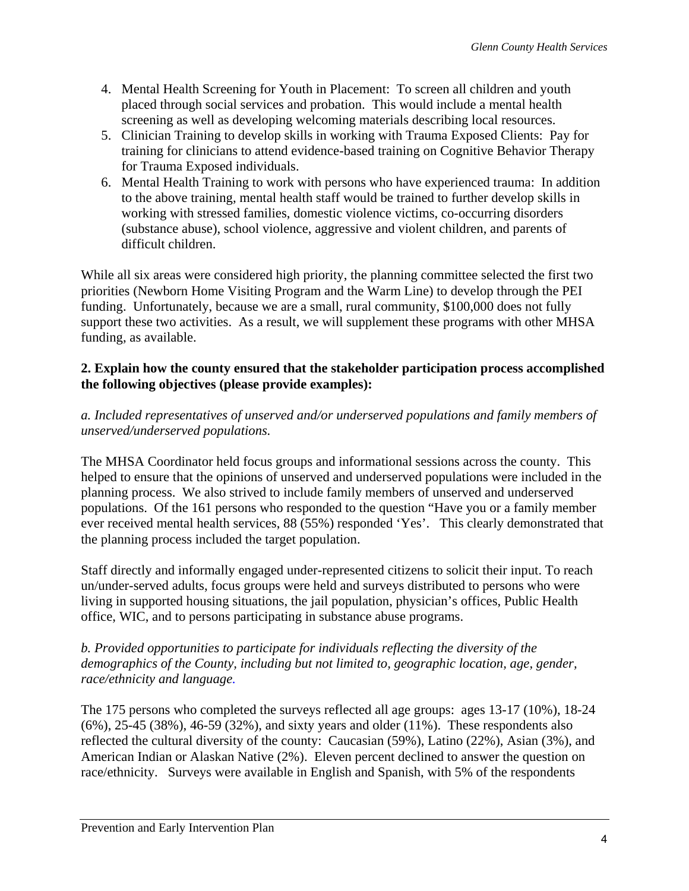4. Mental Health Screening for Youth in Placement: To screen all children and youth placed through social services and probation. This would include a mental health screening as well as developing welcoming materials describing local resources.
5. Clinician Training to develop skills in working with Trauma Exposed Clients: Pay for training for clinicians to attend evidence-based training on Cognitive Behavior Therapy for Trauma Exposed individuals.
6. Mental Health Training to work with persons who have experienced trauma: In addition to the above training, mental health staff would be trained to further develop skills in working with stressed families, domestic violence victims, co-occurring disorders (substance abuse), school violence, aggressive and violent children, and parents of difficult children.

While all six areas were considered high priority, the planning committee selected the first two priorities (Newborn Home Visiting Program and the Warm Line) to develop through the PEI funding. Unfortunately, because we are a small, rural community, $100,000 does not fully support these two activities. As a result, we will supplement these programs with other MHSA funding, as available.

**2. Explain how the county ensured that the stakeholder participation process accomplished the following objectives (please provide examples):**

*a. Included representatives of unserved and/or underserved populations and family members of unserved/underserved populations.*

The MHSA Coordinator held focus groups and informational sessions across the county. This helped to ensure that the opinions of unserved and underserved populations were included in the planning process. We also strived to include family members of unserved and underserved populations. Of the 161 persons who responded to the question "Have you or a family member ever received mental health services, 88 (55%) responded 'Yes'. This clearly demonstrated that the planning process included the target population.

Staff directly and informally engaged under-represented citizens to solicit their input. To reach un/under-served adults, focus groups were held and surveys distributed to persons who were living in supported housing situations, the jail population, physician's offices, Public Health office, WIC, and to persons participating in substance abuse programs.

*b. Provided opportunities to participate for individuals reflecting the diversity of the demographics of the County, including but not limited to, geographic location, age, gender, race/ethnicity and language.*

The 175 persons who completed the surveys reflected all age groups: ages 13-17 (10%), 18-24 (6%), 25-45 (38%), 46-59 (32%), and sixty years and older (11%). These respondents also reflected the cultural diversity of the county: Caucasian (59%), Latino (22%), Asian (3%), and American Indian or Alaskan Native (2%). Eleven percent declined to answer the question on race/ethnicity. Surveys were available in English and Spanish, with 5% of the respondents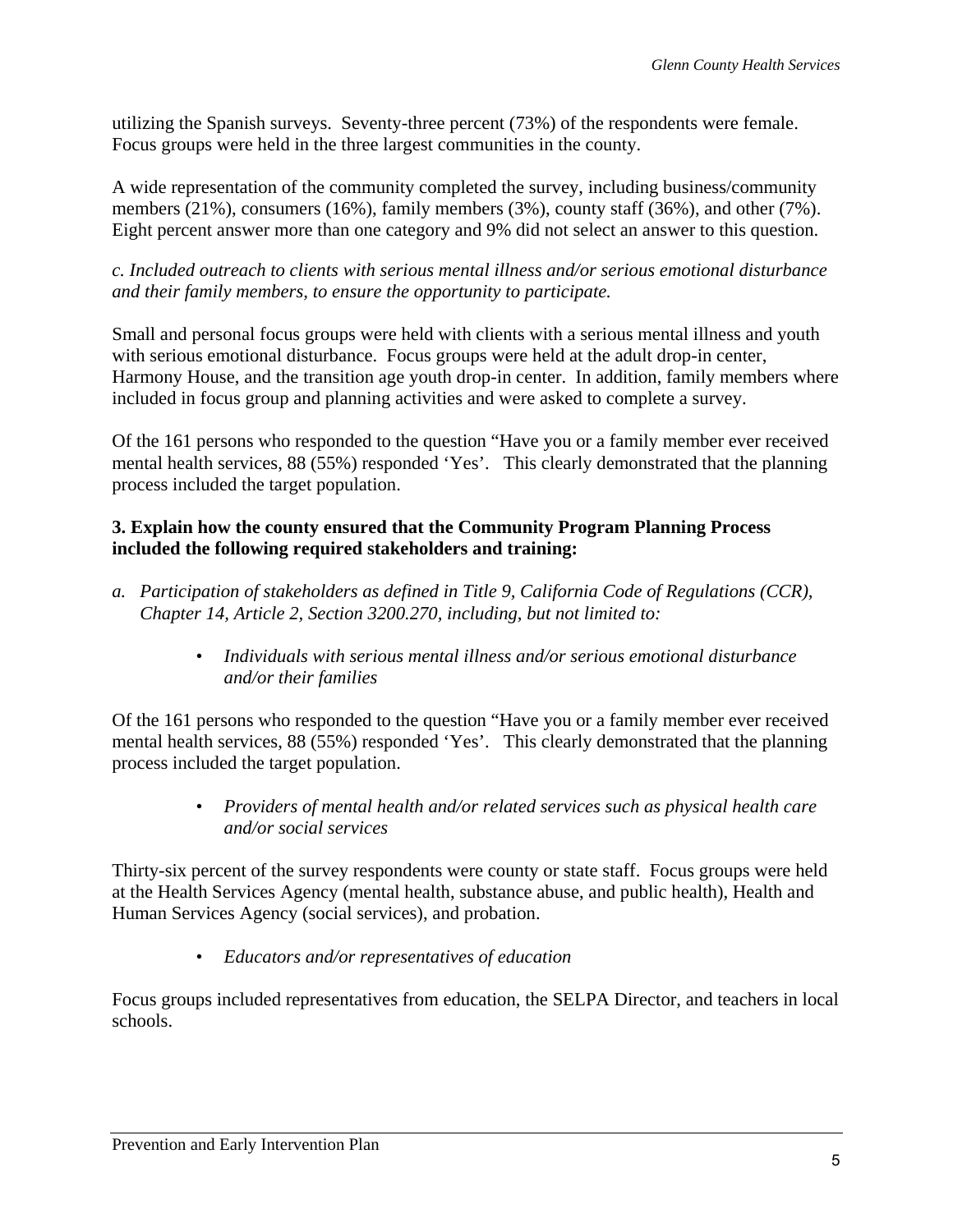utilizing the Spanish surveys. Seventy-three percent (73%) of the respondents were female. Focus groups were held in the three largest communities in the county.

A wide representation of the community completed the survey, including business/community members (21%), consumers (16%), family members (3%), county staff (36%), and other (7%). Eight percent answer more than one category and 9% did not select an answer to this question.

*c. Included outreach to clients with serious mental illness and/or serious emotional disturbance and their family members, to ensure the opportunity to participate.*

Small and personal focus groups were held with clients with a serious mental illness and youth with serious emotional disturbance. Focus groups were held at the adult drop-in center, Harmony House, and the transition age youth drop-in center. In addition, family members where included in focus group and planning activities and were asked to complete a survey.

Of the 161 persons who responded to the question "Have you or a family member ever received mental health services, 88 (55%) responded 'Yes'. This clearly demonstrated that the planning process included the target population.

**3. Explain how the county ensured that the Community Program Planning Process included the following required stakeholders and training:**

*a. Participation of stakeholders as defined in Title 9, California Code of Regulations (CCR), Chapter 14, Article 2, Section 3200.270, including, but not limited to:*

- *Individuals with serious mental illness and/or serious emotional disturbance and/or their families*

Of the 161 persons who responded to the question "Have you or a family member ever received mental health services, 88 (55%) responded 'Yes'. This clearly demonstrated that the planning process included the target population.

- *Providers of mental health and/or related services such as physical health care and/or social services*

Thirty-six percent of the survey respondents were county or state staff. Focus groups were held at the Health Services Agency (mental health, substance abuse, and public health), Health and Human Services Agency (social services), and probation.

- *Educators and/or representatives of education*

Focus groups included representatives from education, the SELPA Director, and teachers in local schools.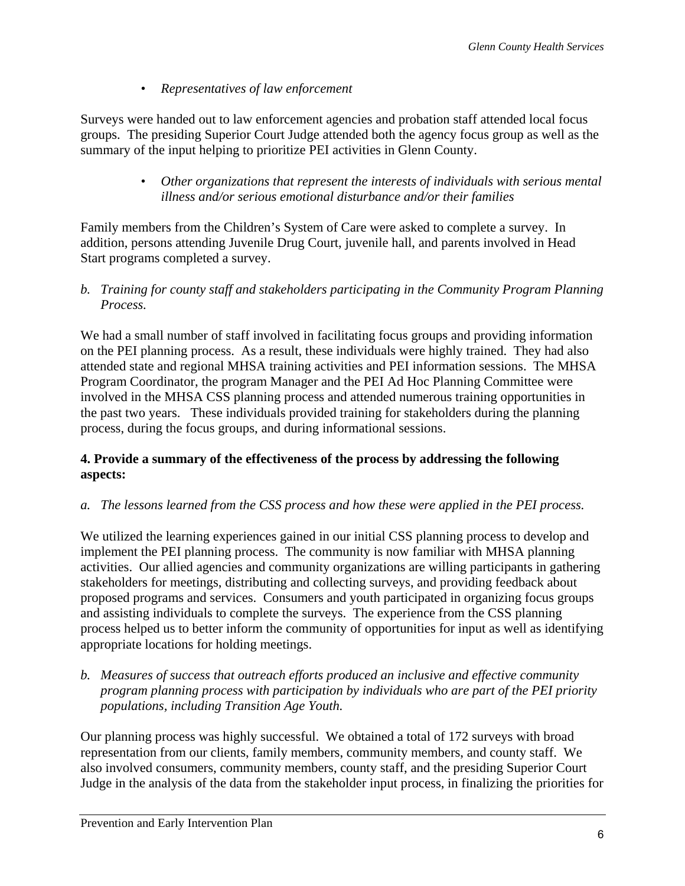- *Representatives of law enforcement*

Surveys were handed out to law enforcement agencies and probation staff attended local focus groups. The presiding Superior Court Judge attended both the agency focus group as well as the summary of the input helping to prioritize PEI activities in Glenn County.

- *Other organizations that represent the interests of individuals with serious mental illness and/or serious emotional disturbance and/or their families*

Family members from the Children's System of Care were asked to complete a survey. In addition, persons attending Juvenile Drug Court, juvenile hall, and parents involved in Head Start programs completed a survey.

*b. Training for county staff and stakeholders participating in the Community Program Planning Process.*

We had a small number of staff involved in facilitating focus groups and providing information on the PEI planning process. As a result, these individuals were highly trained. They had also attended state and regional MHSA training activities and PEI information sessions. The MHSA Program Coordinator, the program Manager and the PEI Ad Hoc Planning Committee were involved in the MHSA CSS planning process and attended numerous training opportunities in the past two years. These individuals provided training for stakeholders during the planning process, during the focus groups, and during informational sessions.

**4. Provide a summary of the effectiveness of the process by addressing the following aspects:**

*a. The lessons learned from the CSS process and how these were applied in the PEI process.*

We utilized the learning experiences gained in our initial CSS planning process to develop and implement the PEI planning process. The community is now familiar with MHSA planning activities. Our allied agencies and community organizations are willing participants in gathering stakeholders for meetings, distributing and collecting surveys, and providing feedback about proposed programs and services. Consumers and youth participated in organizing focus groups and assisting individuals to complete the surveys. The experience from the CSS planning process helped us to better inform the community of opportunities for input as well as identifying appropriate locations for holding meetings.

*b. Measures of success that outreach efforts produced an inclusive and effective community program planning process with participation by individuals who are part of the PEI priority populations, including Transition Age Youth.*

Our planning process was highly successful. We obtained a total of 172 surveys with broad representation from our clients, family members, community members, and county staff. We also involved consumers, community members, county staff, and the presiding Superior Court Judge in the analysis of the data from the stakeholder input process, in finalizing the priorities for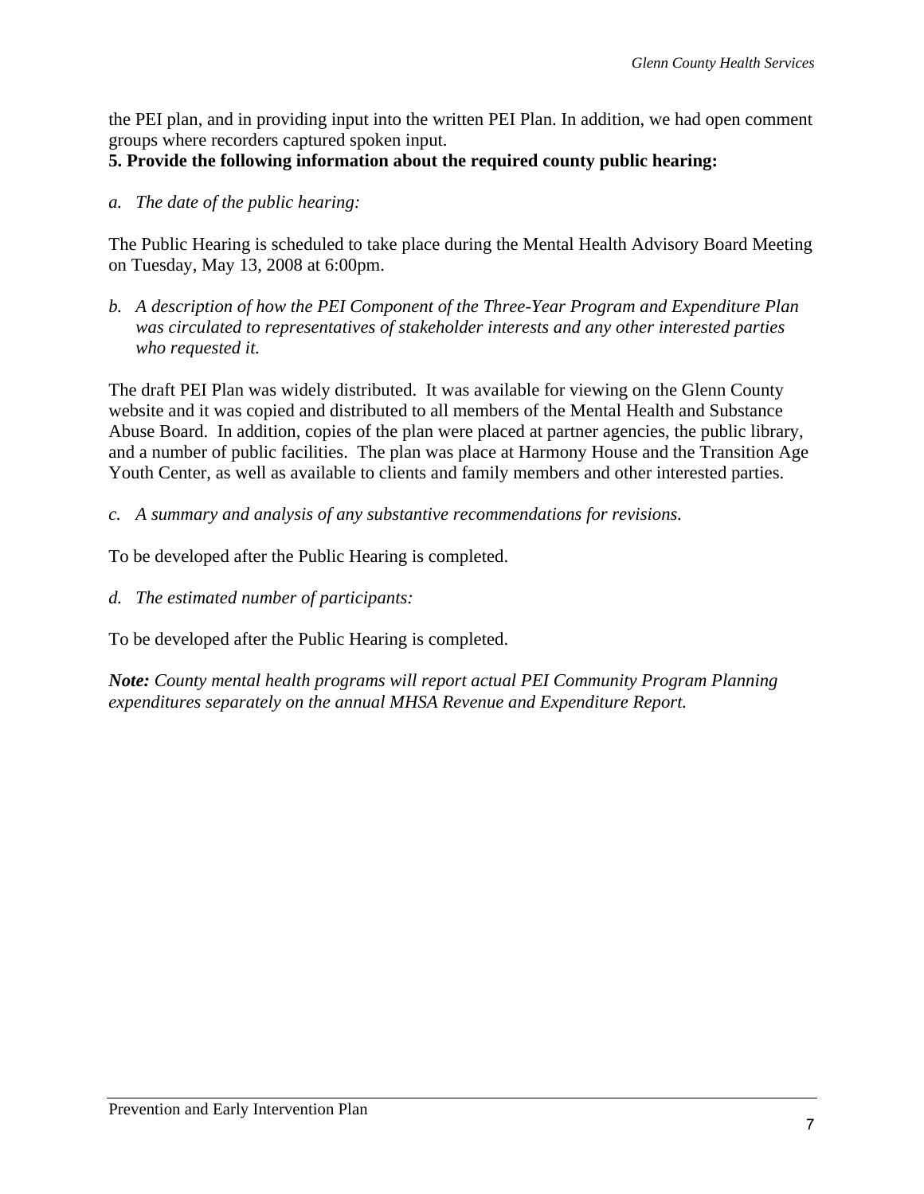the PEI plan, and in providing input into the written PEI Plan. In addition, we had open comment groups where recorders captured spoken input.

**5. Provide the following information about the required county public hearing:**

*a. The date of the public hearing:*

The Public Hearing is scheduled to take place during the Mental Health Advisory Board Meeting on Tuesday, May 13, 2008 at 6:00pm.

*b. A description of how the PEI Component of the Three-Year Program and Expenditure Plan was circulated to representatives of stakeholder interests and any other interested parties who requested it.*

The draft PEI Plan was widely distributed. It was available for viewing on the Glenn County website and it was copied and distributed to all members of the Mental Health and Substance Abuse Board. In addition, copies of the plan were placed at partner agencies, the public library, and a number of public facilities. The plan was place at Harmony House and the Transition Age Youth Center, as well as available to clients and family members and other interested parties.

*c. A summary and analysis of any substantive recommendations for revisions.*

To be developed after the Public Hearing is completed.

*d. The estimated number of participants:*

To be developed after the Public Hearing is completed.

***Note:*** *County mental health programs will report actual PEI Community Program Planning expenditures separately on the annual MHSA Revenue and Expenditure Report.*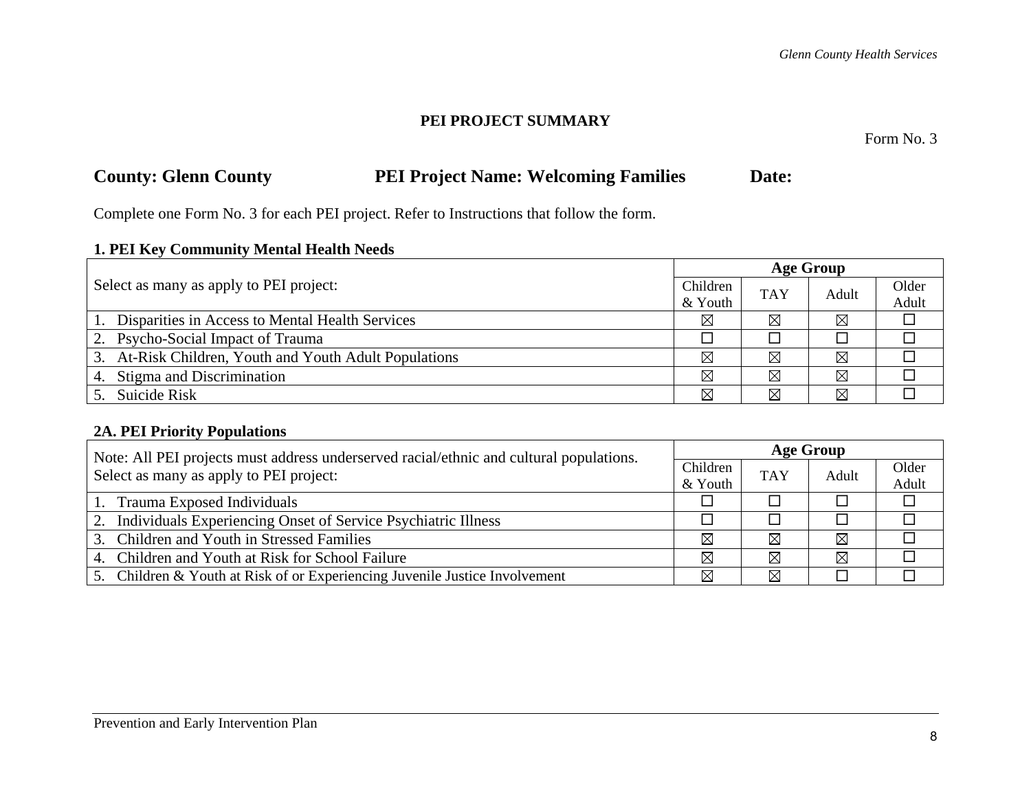## PEI PROJECT SUMMARY

Form No. 3

**County: Glenn County** **PEI Project Name: Welcoming Families** **Date:**

Complete one Form No. 3 for each PEI project. Refer to Instructions that follow the form.

### 1. PEI Key Community Mental Health Needs

| Select as many as apply to PEI project: | Age Group | | | |
|---|---|---|---|---|
| | Children & Youth | TAY | Adult | Older Adult |
| 1. Disparities in Access to Mental Health Services | ☒ | ☒ | ☒ | ☐ |
| 2. Psycho-Social Impact of Trauma | ☐ | ☐ | ☐ | ☐ |
| 3. At-Risk Children, Youth and Youth Adult Populations | ☒ | ☒ | ☒ | ☐ |
| 4. Stigma and Discrimination | ☒ | ☒ | ☒ | ☐ |
| 5. Suicide Risk | ☒ | ☒ | ☒ | ☐ |

### 2A. PEI Priority Populations

| Note: All PEI projects must address underserved racial/ethnic and cultural populations. Select as many as apply to PEI project: | Age Group | | | |
|---|---|---|---|---|
| | Children & Youth | TAY | Adult | Older Adult |
| 1. Trauma Exposed Individuals | ☐ | ☐ | ☐ | ☐ |
| 2. Individuals Experiencing Onset of Service Psychiatric Illness | ☐ | ☐ | ☐ | ☐ |
| 3. Children and Youth in Stressed Families | ☒ | ☒ | ☒ | ☐ |
| 4. Children and Youth at Risk for School Failure | ☒ | ☒ | ☒ | ☐ |
| 5. Children & Youth at Risk of or Experiencing Juvenile Justice Involvement | ☒ | ☒ | ☐ | ☐ |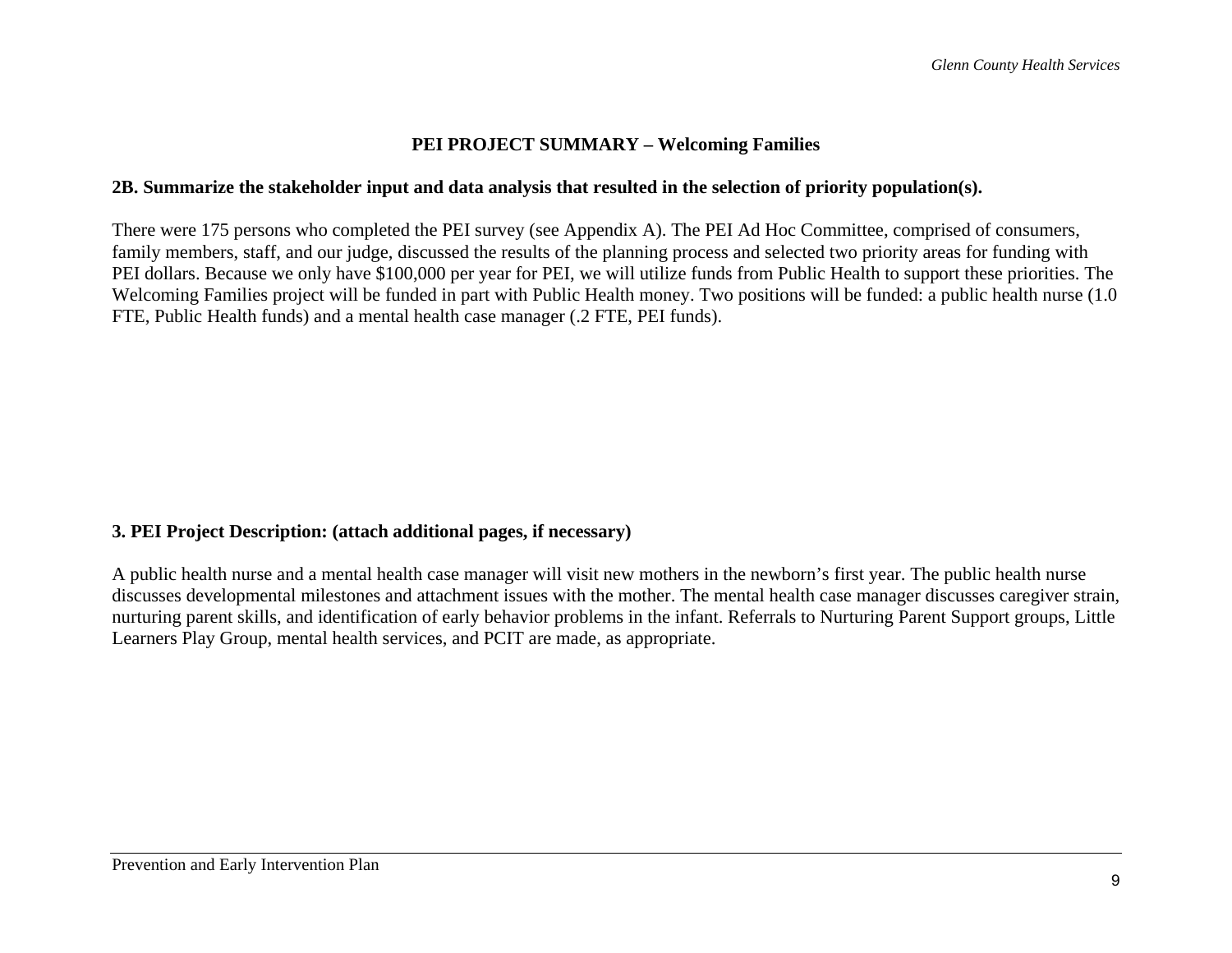## PEI PROJECT SUMMARY – Welcoming Families

**2B. Summarize the stakeholder input and data analysis that resulted in the selection of priority population(s).**

There were 175 persons who completed the PEI survey (see Appendix A). The PEI Ad Hoc Committee, comprised of consumers, family members, staff, and our judge, discussed the results of the planning process and selected two priority areas for funding with PEI dollars. Because we only have $100,000 per year for PEI, we will utilize funds from Public Health to support these priorities. The Welcoming Families project will be funded in part with Public Health money. Two positions will be funded: a public health nurse (1.0 FTE, Public Health funds) and a mental health case manager (.2 FTE, PEI funds).

**3. PEI Project Description: (attach additional pages, if necessary)**

A public health nurse and a mental health case manager will visit new mothers in the newborn's first year. The public health nurse discusses developmental milestones and attachment issues with the mother. The mental health case manager discusses caregiver strain, nurturing parent skills, and identification of early behavior problems in the infant. Referrals to Nurturing Parent Support groups, Little Learners Play Group, mental health services, and PCIT are made, as appropriate.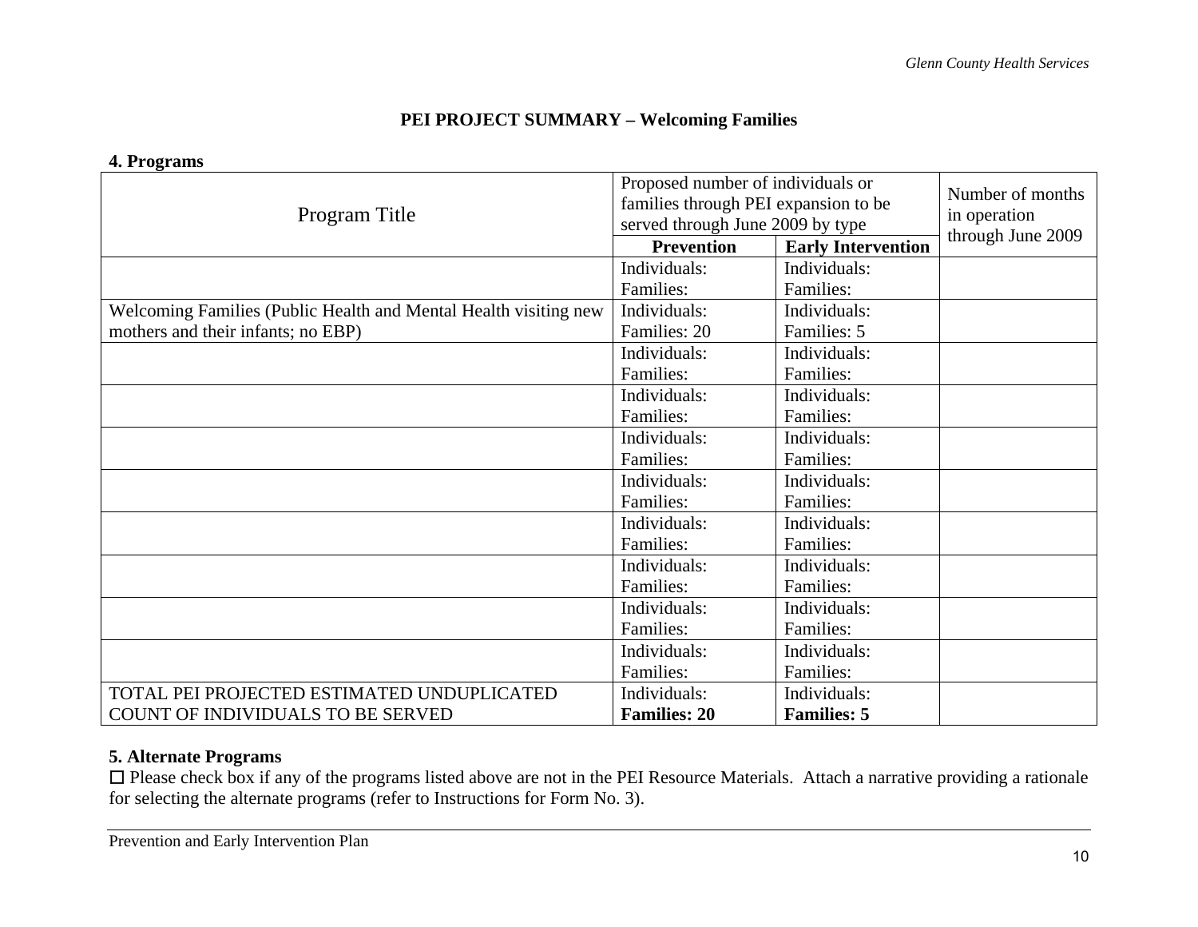## PEI PROJECT SUMMARY – Welcoming Families

### 4. Programs

| Program Title | Proposed number of individuals or families through PEI expansion to be served through June 2009 by type | | Number of months in operation through June 2009 |
|---|---|---|---|
| | **Prevention** | **Early Intervention** | |
| | Individuals: Families: | Individuals: Families: | |
| Welcoming Families (Public Health and Mental Health visiting new mothers and their infants; no EBP) | Individuals: Families: 20 | Individuals: Families: 5 | |
| | Individuals: Families: | Individuals: Families: | |
| | Individuals: Families: | Individuals: Families: | |
| | Individuals: Families: | Individuals: Families: | |
| | Individuals: Families: | Individuals: Families: | |
| | Individuals: Families: | Individuals: Families: | |
| | Individuals: Families: | Individuals: Families: | |
| | Individuals: Families: | Individuals: Families: | |
| | Individuals: Families: | Individuals: Families: | |
| TOTAL PEI PROJECTED ESTIMATED UNDUPLICATED COUNT OF INDIVIDUALS TO BE SERVED | Individuals: **Families: 20** | Individuals: **Families: 5** | |

### 5. Alternate Programs

☐ Please check box if any of the programs listed above are not in the PEI Resource Materials. Attach a narrative providing a rationale for selecting the alternate programs (refer to Instructions for Form No. 3).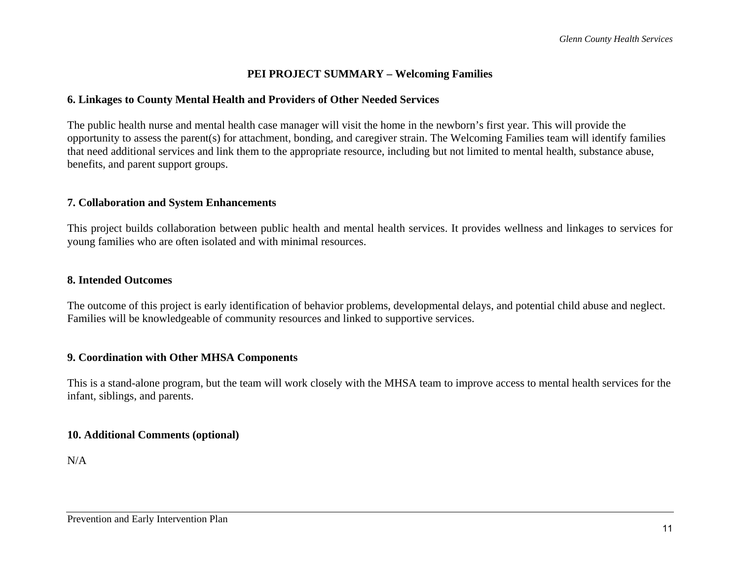## PEI PROJECT SUMMARY – Welcoming Families

### 6. Linkages to County Mental Health and Providers of Other Needed Services

The public health nurse and mental health case manager will visit the home in the newborn's first year. This will provide the opportunity to assess the parent(s) for attachment, bonding, and caregiver strain. The Welcoming Families team will identify families that need additional services and link them to the appropriate resource, including but not limited to mental health, substance abuse, benefits, and parent support groups.

### 7. Collaboration and System Enhancements

This project builds collaboration between public health and mental health services. It provides wellness and linkages to services for young families who are often isolated and with minimal resources.

### 8. Intended Outcomes

The outcome of this project is early identification of behavior problems, developmental delays, and potential child abuse and neglect. Families will be knowledgeable of community resources and linked to supportive services.

### 9. Coordination with Other MHSA Components

This is a stand-alone program, but the team will work closely with the MHSA team to improve access to mental health services for the infant, siblings, and parents.

### 10. Additional Comments (optional)

N/A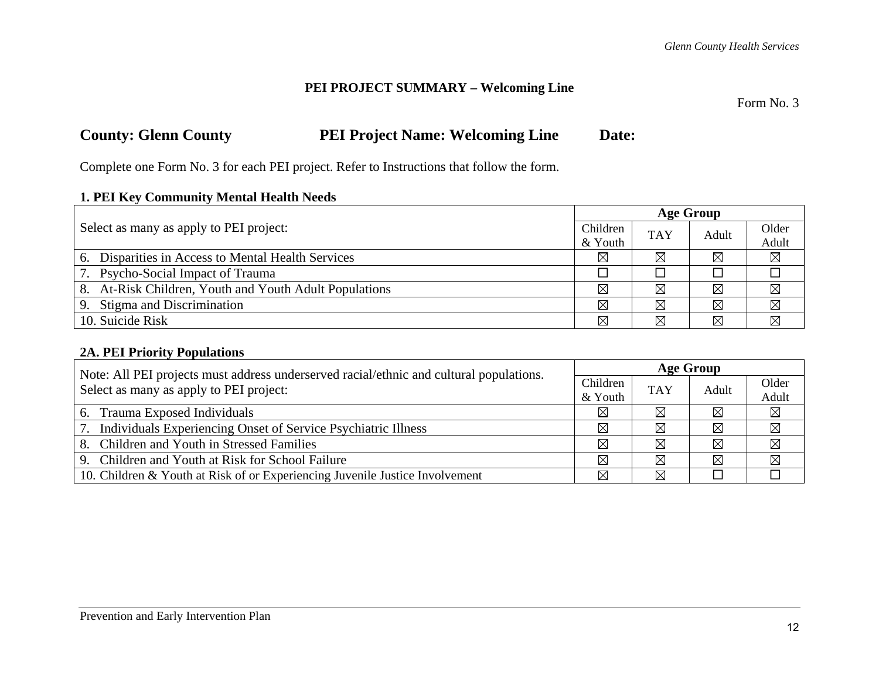## PEI PROJECT SUMMARY – Welcoming Line

Form No. 3

### County: Glenn County PEI Project Name: Welcoming Line Date:

Complete one Form No. 3 for each PEI project. Refer to Instructions that follow the form.

**1. PEI Key Community Mental Health Needs**

| Select as many as apply to PEI project: | Age Group | | | |
|---|---|---|---|---|
| | Children & Youth | TAY | Adult | Older Adult |
| 6. Disparities in Access to Mental Health Services | ☒ | ☒ | ☒ | ☒ |
| 7. Psycho-Social Impact of Trauma | ☐ | ☐ | ☐ | ☐ |
| 8. At-Risk Children, Youth and Youth Adult Populations | ☒ | ☒ | ☒ | ☒ |
| 9. Stigma and Discrimination | ☒ | ☒ | ☒ | ☒ |
| 10. Suicide Risk | ☒ | ☒ | ☒ | ☒ |

**2A. PEI Priority Populations**

| Note: All PEI projects must address underserved racial/ethnic and cultural populations. Select as many as apply to PEI project: | Age Group | | | |
|---|---|---|---|---|
| | Children & Youth | TAY | Adult | Older Adult |
| 6. Trauma Exposed Individuals | ☒ | ☒ | ☒ | ☒ |
| 7. Individuals Experiencing Onset of Service Psychiatric Illness | ☒ | ☒ | ☒ | ☒ |
| 8. Children and Youth in Stressed Families | ☒ | ☒ | ☒ | ☒ |
| 9. Children and Youth at Risk for School Failure | ☒ | ☒ | ☒ | ☒ |
| 10. Children & Youth at Risk of or Experiencing Juvenile Justice Involvement | ☒ | ☒ | ☐ | ☐ |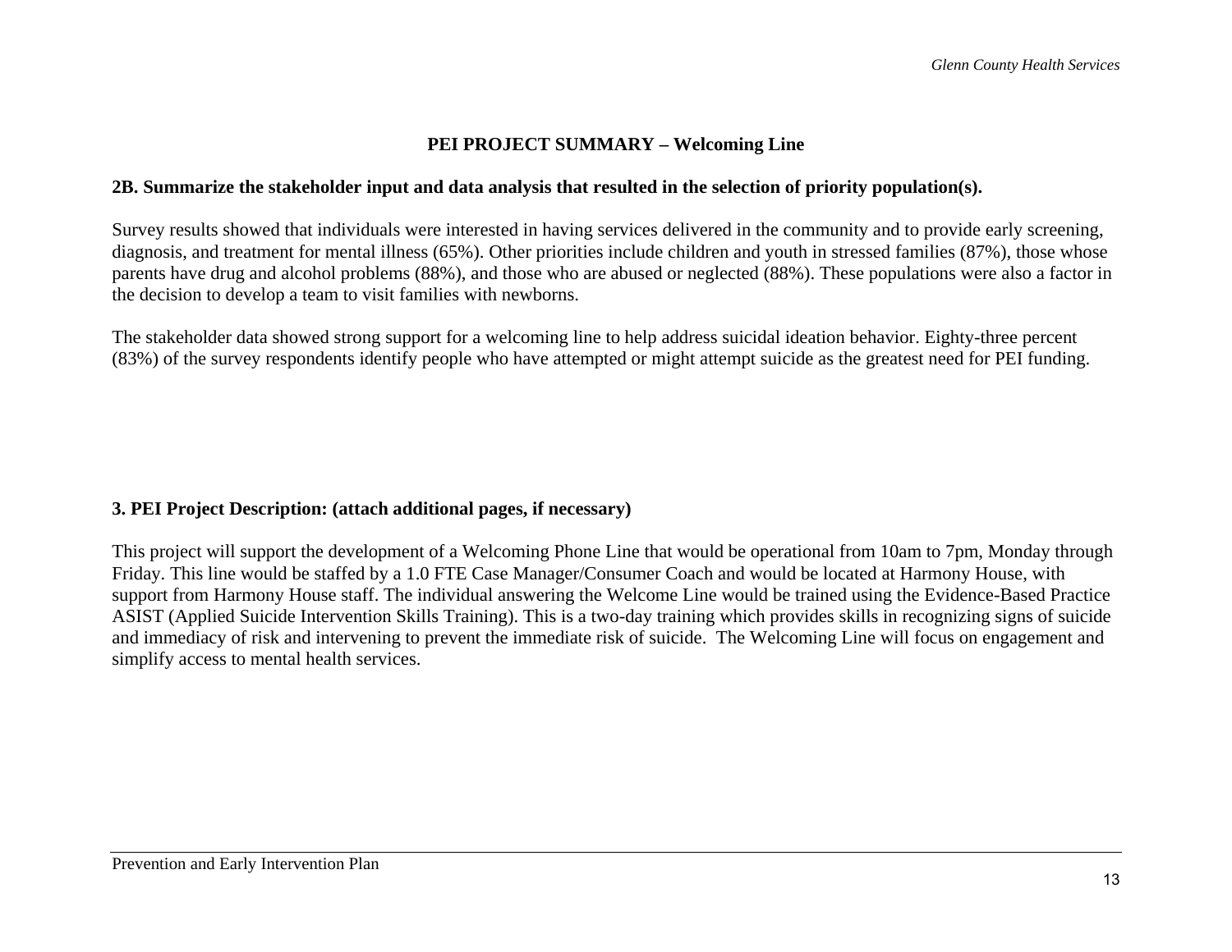## PEI PROJECT SUMMARY – Welcoming Line

**2B. Summarize the stakeholder input and data analysis that resulted in the selection of priority population(s).**

Survey results showed that individuals were interested in having services delivered in the community and to provide early screening, diagnosis, and treatment for mental illness (65%). Other priorities include children and youth in stressed families (87%), those whose parents have drug and alcohol problems (88%), and those who are abused or neglected (88%). These populations were also a factor in the decision to develop a team to visit families with newborns.

The stakeholder data showed strong support for a welcoming line to help address suicidal ideation behavior. Eighty-three percent (83%) of the survey respondents identify people who have attempted or might attempt suicide as the greatest need for PEI funding.

**3. PEI Project Description: (attach additional pages, if necessary)**

This project will support the development of a Welcoming Phone Line that would be operational from 10am to 7pm, Monday through Friday. This line would be staffed by a 1.0 FTE Case Manager/Consumer Coach and would be located at Harmony House, with support from Harmony House staff. The individual answering the Welcome Line would be trained using the Evidence-Based Practice ASIST (Applied Suicide Intervention Skills Training). This is a two-day training which provides skills in recognizing signs of suicide and immediacy of risk and intervening to prevent the immediate risk of suicide. The Welcoming Line will focus on engagement and simplify access to mental health services.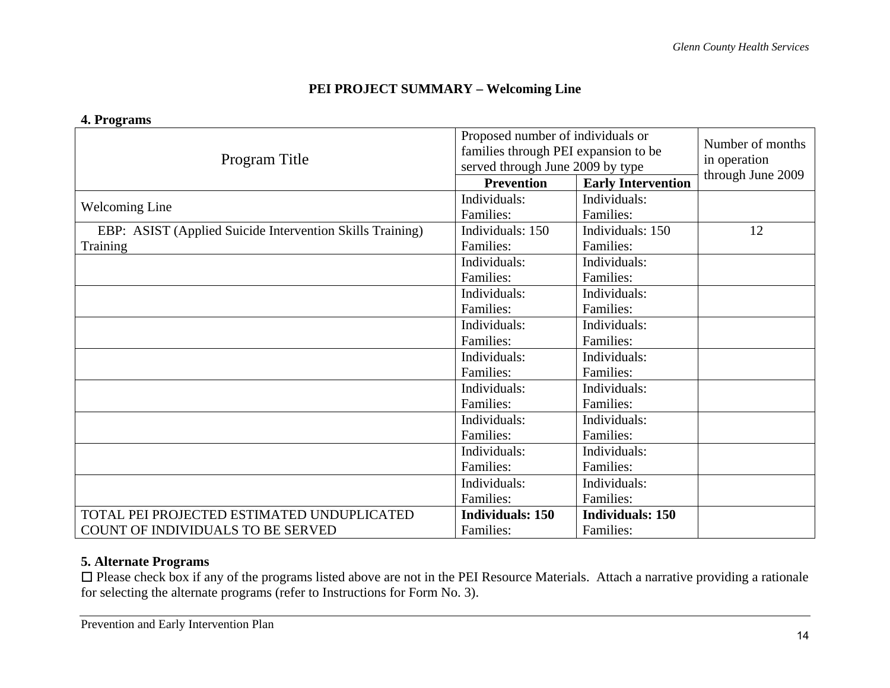## PEI PROJECT SUMMARY – Welcoming Line

### 4. Programs

| Program Title | Proposed number of individuals or families through PEI expansion to be served through June 2009 by type | | Number of months in operation through June 2009 |
|---|---|---|---|
| | **Prevention** | **Early Intervention** | |
| Welcoming Line | Individuals:<br>Families: | Individuals:<br>Families: | |
| EBP: ASIST (Applied Suicide Intervention Skills Training) Training | Individuals: 150<br>Families: | Individuals: 150<br>Families: | 12 |
| | Individuals:<br>Families: | Individuals:<br>Families: | |
| | Individuals:<br>Families: | Individuals:<br>Families: | |
| | Individuals:<br>Families: | Individuals:<br>Families: | |
| | Individuals:<br>Families: | Individuals:<br>Families: | |
| | Individuals:<br>Families: | Individuals:<br>Families: | |
| | Individuals:<br>Families: | Individuals:<br>Families: | |
| | Individuals:<br>Families: | Individuals:<br>Families: | |
| | Individuals:<br>Families: | Individuals:<br>Families: | |
| TOTAL PEI PROJECTED ESTIMATED UNDUPLICATED COUNT OF INDIVIDUALS TO BE SERVED | **Individuals: 150**<br>Families: | **Individuals: 150**<br>Families: | |

### 5. Alternate Programs

☐ Please check box if any of the programs listed above are not in the PEI Resource Materials. Attach a narrative providing a rationale for selecting the alternate programs (refer to Instructions for Form No. 3).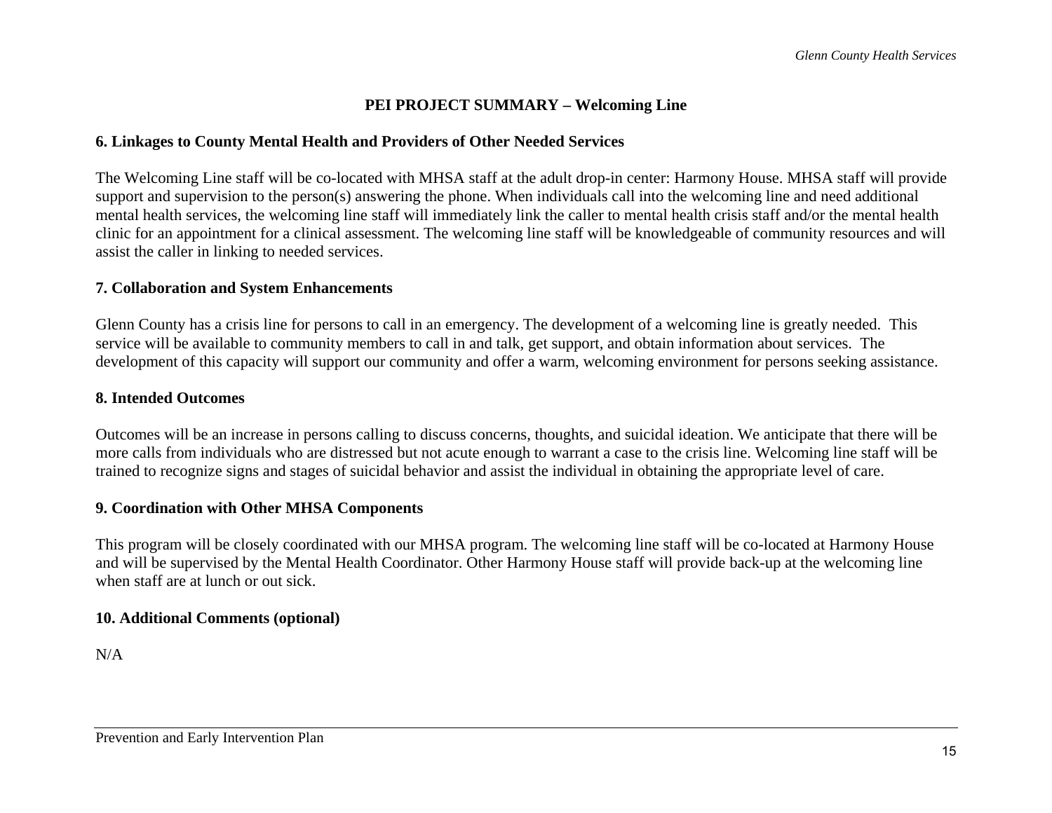## PEI PROJECT SUMMARY – Welcoming Line

### 6. Linkages to County Mental Health and Providers of Other Needed Services

The Welcoming Line staff will be co-located with MHSA staff at the adult drop-in center: Harmony House. MHSA staff will provide support and supervision to the person(s) answering the phone. When individuals call into the welcoming line and need additional mental health services, the welcoming line staff will immediately link the caller to mental health crisis staff and/or the mental health clinic for an appointment for a clinical assessment. The welcoming line staff will be knowledgeable of community resources and will assist the caller in linking to needed services.

### 7. Collaboration and System Enhancements

Glenn County has a crisis line for persons to call in an emergency. The development of a welcoming line is greatly needed. This service will be available to community members to call in and talk, get support, and obtain information about services. The development of this capacity will support our community and offer a warm, welcoming environment for persons seeking assistance.

### 8. Intended Outcomes

Outcomes will be an increase in persons calling to discuss concerns, thoughts, and suicidal ideation. We anticipate that there will be more calls from individuals who are distressed but not acute enough to warrant a case to the crisis line. Welcoming line staff will be trained to recognize signs and stages of suicidal behavior and assist the individual in obtaining the appropriate level of care.

### 9. Coordination with Other MHSA Components

This program will be closely coordinated with our MHSA program. The welcoming line staff will be co-located at Harmony House and will be supervised by the Mental Health Coordinator. Other Harmony House staff will provide back-up at the welcoming line when staff are at lunch or out sick.

### 10. Additional Comments (optional)

N/A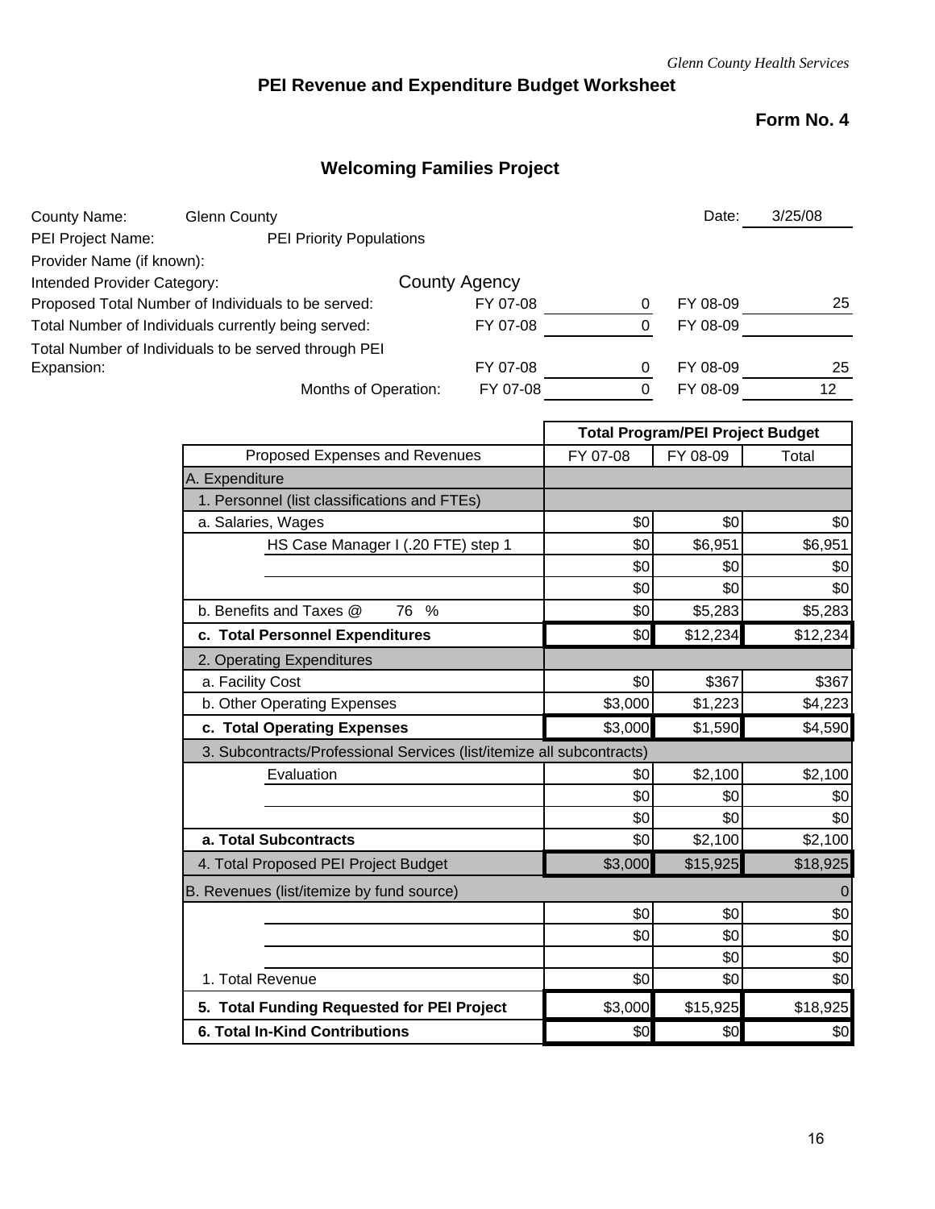*Glenn County Health Services*

## PEI Revenue and Expenditure Budget Worksheet

**Form No. 4**

### Welcoming Families Project

County Name: Glenn County    Date: 3/25/08

PEI Project Name: PEI Priority Populations

Provider Name (if known):

Intended Provider Category: County Agency

| | | | | |
|---|---|---|---|---|
| Proposed Total Number of Individuals to be served: | FY 07-08 | 0 | FY 08-09 | 25 |
| Total Number of Individuals currently being served: | FY 07-08 | 0 | FY 08-09 | |
| Total Number of Individuals to be served through PEI Expansion: | FY 07-08 | 0 | FY 08-09 | 25 |
| Months of Operation: | FY 07-08 | 0 | FY 08-09 | 12 |

| Proposed Expenses and Revenues | Total Program/PEI Project Budget | | |
|---|---|---|---|
| | FY 07-08 | FY 08-09 | Total |
| A. Expenditure | | | |
| 1. Personnel (list classifications and FTEs) | | | |
| a. Salaries, Wages | $0 | $0 | $0 |
| HS Case Manager I (.20 FTE) step 1 | $0 | $6,951 | $6,951 |
| | $0 | $0 | $0 |
| | $0 | $0 | $0 |
| b. Benefits and Taxes @ 76 % | $0 | $5,283 | $5,283 |
| **c. Total Personnel Expenditures** | $0 | $12,234 | $12,234 |
| 2. Operating Expenditures | | | |
| a. Facility Cost | $0 | $367 | $367 |
| b. Other Operating Expenses | $3,000 | $1,223 | $4,223 |
| **c. Total Operating Expenses** | $3,000 | $1,590 | $4,590 |
| 3. Subcontracts/Professional Services (list/itemize all subcontracts) | | | |
| Evaluation | $0 | $2,100 | $2,100 |
| | $0 | $0 | $0 |
| | $0 | $0 | $0 |
| **a. Total Subcontracts** | $0 | $2,100 | $2,100 |
| 4. Total Proposed PEI Project Budget | $3,000 | $15,925 | $18,925 |
| B. Revenues (list/itemize by fund source) | | | 0 |
| | $0 | $0 | $0 |
| | $0 | $0 | $0 |
| | | $0 | $0 |
| 1. Total Revenue | $0 | $0 | $0 |
| **5. Total Funding Requested for PEI Project** | $3,000 | $15,925 | $18,925 |
| **6. Total In-Kind Contributions** | $0 | $0 | $0 |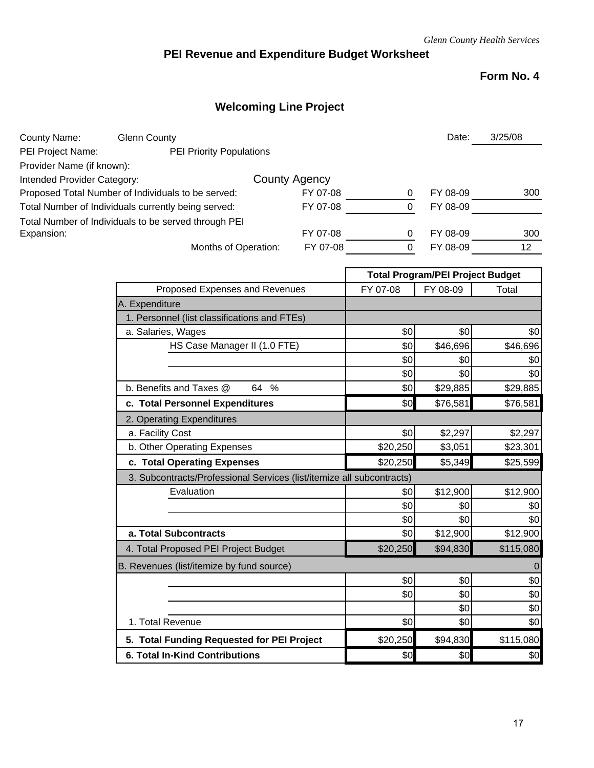*Glenn County Health Services*

# PEI Revenue and Expenditure Budget Worksheet

**Form No. 4**

## Welcoming Line Project

County Name: Glenn County — Date: 3/25/08

PEI Project Name: PEI Priority Populations

Provider Name (if known):

Intended Provider Category: County Agency

| | | | | |
|---|---|---|---|---|
| Proposed Total Number of Individuals to be served: | FY 07-08 | 0 | FY 08-09 | 300 |
| Total Number of Individuals currently being served: | FY 07-08 | 0 | FY 08-09 | |
| Total Number of Individuals to be served through PEI Expansion: | FY 07-08 | 0 | FY 08-09 | 300 |
| Months of Operation: | FY 07-08 | 0 | FY 08-09 | 12 |

| Proposed Expenses and Revenues | Total Program/PEI Project Budget | | |
|---|---|---|---|
| | FY 07-08 | FY 08-09 | Total |
| A. Expenditure | | | |
| 1. Personnel (list classifications and FTEs) | | | |
| a. Salaries, Wages | $0 | $0 | $0 |
| HS Case Manager II (1.0 FTE) | $0 | $46,696 | $46,696 |
| | $0 | $0 | $0 |
| | $0 | $0 | $0 |
| b. Benefits and Taxes @ 64 % | $0 | $29,885 | $29,885 |
| **c. Total Personnel Expenditures** | $0 | $76,581 | $76,581 |
| 2. Operating Expenditures | | | |
| a. Facility Cost | $0 | $2,297 | $2,297 |
| b. Other Operating Expenses | $20,250 | $3,051 | $23,301 |
| **c. Total Operating Expenses** | $20,250 | $5,349 | $25,599 |
| 3. Subcontracts/Professional Services (list/itemize all subcontracts) | | | |
| Evaluation | $0 | $12,900 | $12,900 |
| | $0 | $0 | $0 |
| | $0 | $0 | $0 |
| **a. Total Subcontracts** | $0 | $12,900 | $12,900 |
| 4. Total Proposed PEI Project Budget | $20,250 | $94,830 | $115,080 |
| B. Revenues (list/itemize by fund source) | | | 0 |
| | $0 | $0 | $0 |
| | $0 | $0 | $0 |
| | | $0 | $0 |
| 1. Total Revenue | $0 | $0 | $0 |
| **5. Total Funding Requested for PEI Project** | $20,250 | $94,830 | $115,080 |
| **6. Total In-Kind Contributions** | $0 | $0 | $0 |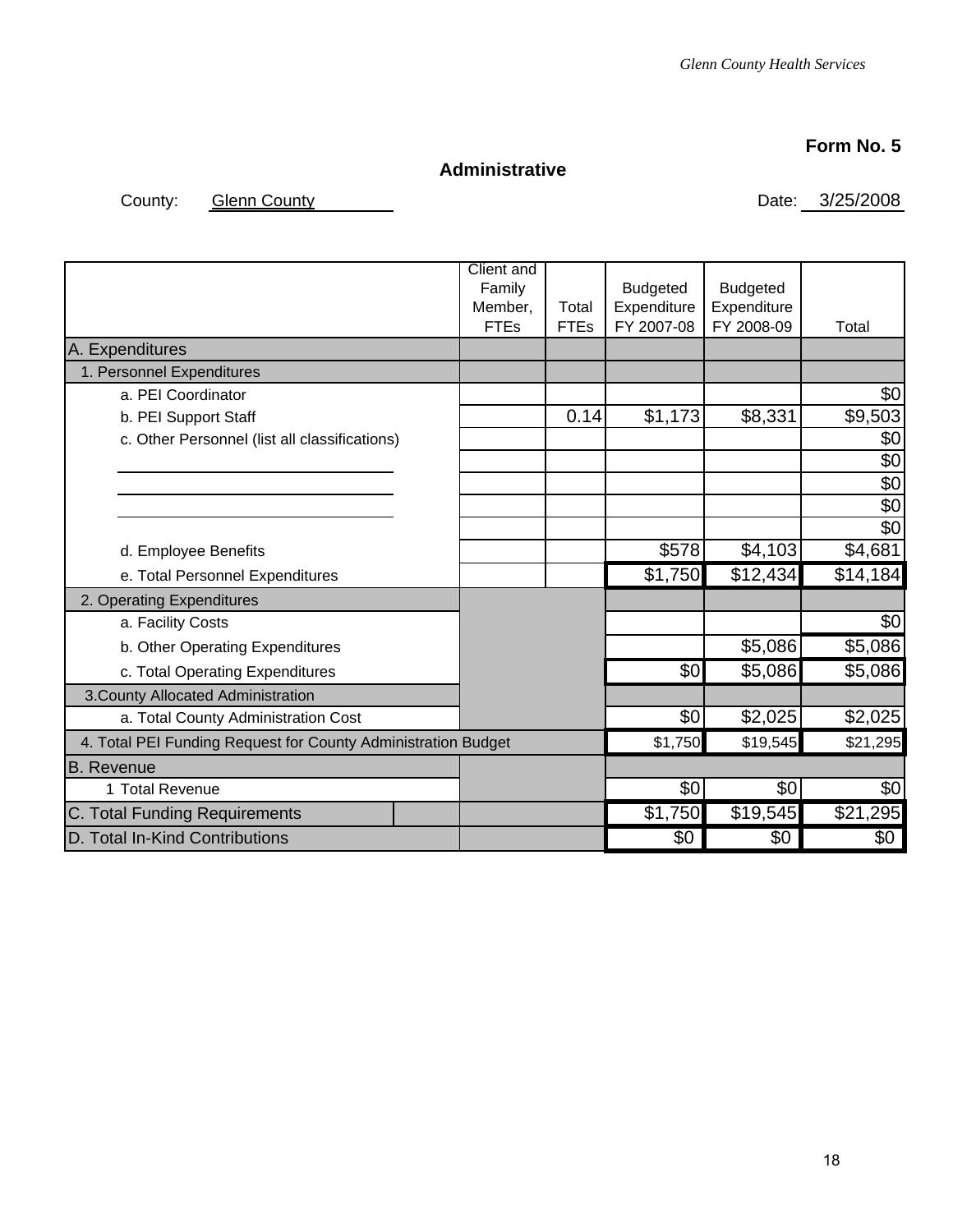**Form No. 5**

## Administrative

County: Glenn County

Date: 3/25/2008

| | Client and Family Member, FTEs | Total FTEs | Budgeted Expenditure FY 2007-08 | Budgeted Expenditure FY 2008-09 | Total |
|---|---|---|---|---|---|
| A. Expenditures | | | | | |
| 1. Personnel Expenditures | | | | | |
| a. PEI Coordinator | | | | | $0 |
| b. PEI Support Staff | | 0.14 | $1,173 | $8,331 | $9,503 |
| c. Other Personnel (list all classifications) | | | | | $0 |
| | | | | | $0 |
| | | | | | $0 |
| | | | | | $0 |
| | | | | | $0 |
| d. Employee Benefits | | | $578 | $4,103 | $4,681 |
| e. Total Personnel Expenditures | | | $1,750 | $12,434 | $14,184 |
| 2. Operating Expenditures | | | | | |
| a. Facility Costs | | | | | $0 |
| b. Other Operating Expenditures | | | | $5,086 | $5,086 |
| c. Total Operating Expenditures | | | $0 | $5,086 | $5,086 |
| 3. County Allocated Administration | | | | | |
| a. Total County Administration Cost | | | $0 | $2,025 | $2,025 |
| 4. Total PEI Funding Request for County Administration Budget | | | $1,750 | $19,545 | $21,295 |
| B. Revenue | | | | | |
| 1 Total Revenue | | | $0 | $0 | $0 |
| C. Total Funding Requirements | | | $1,750 | $19,545 | $21,295 |
| D. Total In-Kind Contributions | | | $0 | $0 | $0 |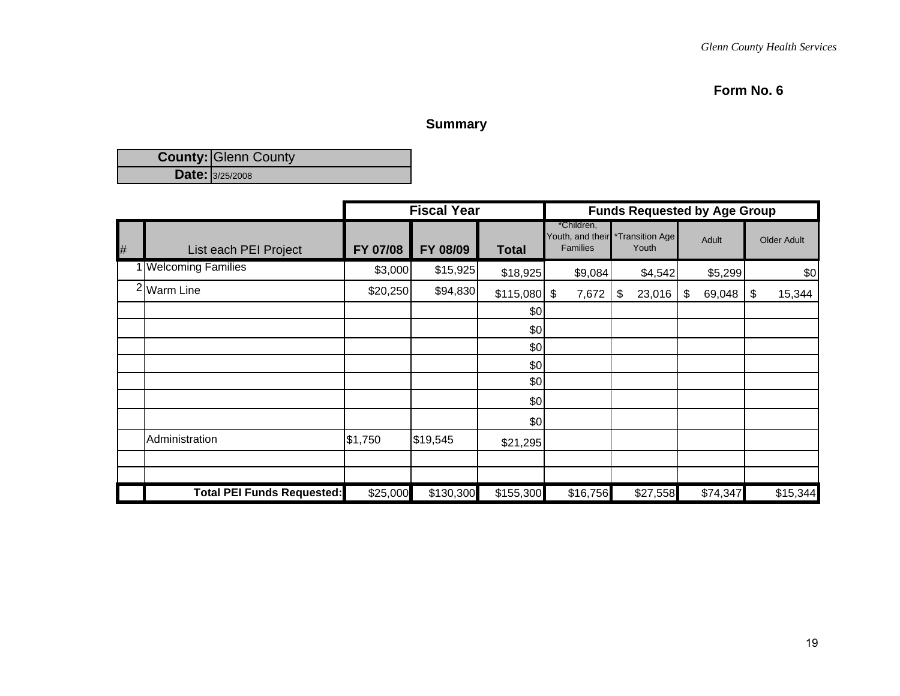**Form No. 6**

**Summary**

| | |
|---|---|
| **County:** | Glenn County |
| **Date:** | 3/25/2008 |

| | | Fiscal Year | | | Funds Requested by Age Group | | | |
|---|---|---|---|---|---|---|---|---|
| # | List each PEI Project | FY 07/08 | FY 08/09 | Total | *Children, Youth, and their Families | *Transition Age Youth | Adult | Older Adult |
| 1 | Welcoming Families | $3,000 | $15,925 | $18,925 | $9,084 | $4,542 | $5,299 | $0 |
| 2 | Warm Line | $20,250 | $94,830 | $115,080 | $ 7,672 | $ 23,016 | $ 69,048 | $ 15,344 |
| | | | | $0 | | | | |
| | | | | $0 | | | | |
| | | | | $0 | | | | |
| | | | | $0 | | | | |
| | | | | $0 | | | | |
| | | | | $0 | | | | |
| | | | | $0 | | | | |
| | Administration | $1,750 | $19,545 | $21,295 | | | | |
| | | | | | | | | |
| | | | | | | | | |
| | **Total PEI Funds Requested:** | $25,000 | $130,300 | $155,300 | $16,756 | $27,558 | $74,347 | $15,344 |